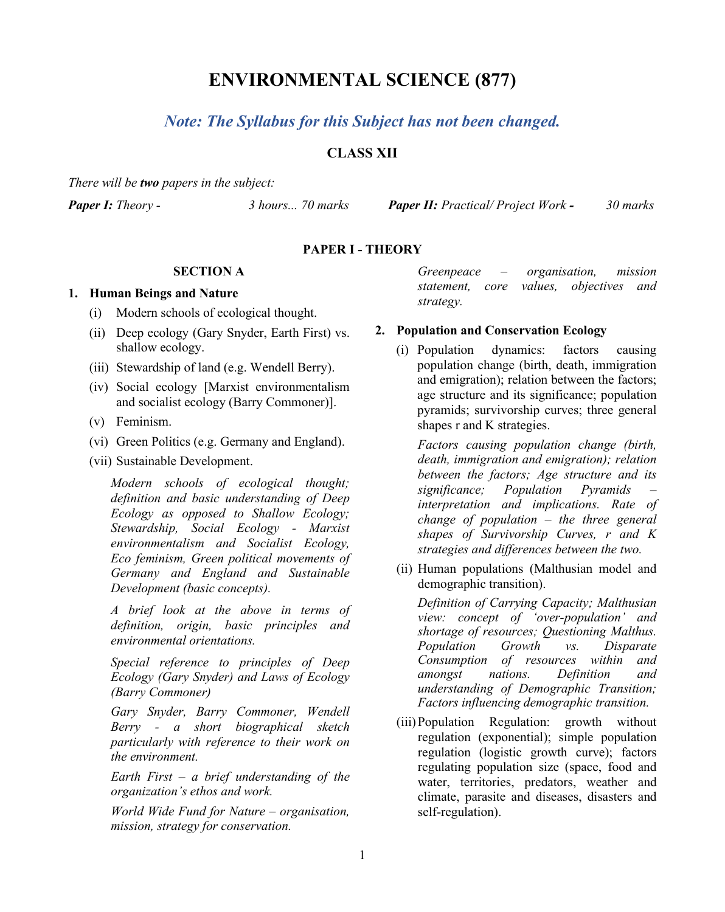# ENVIRONMENTAL SCIENCE (877)

*Note: The Syllabus for this Subject has not been changed.*

## CLASS XII

*There will be* ***two*** *papers in the subject:*

***Paper I:*** *Theory - 3 hours... 70 marks*

***Paper II:*** *Practical/ Project Work* **-** *30 marks*

### PAPER I - THEORY

### SECTION A

**1. Human Beings and Nature**

(i) Modern schools of ecological thought.

(ii) Deep ecology (Gary Snyder, Earth First) vs. shallow ecology.

(iii) Stewardship of land (e.g. Wendell Berry).

(iv) Social ecology [Marxist environmentalism and socialist ecology (Barry Commoner)].

(v) Feminism.

(vi) Green Politics (e.g. Germany and England).

(vii) Sustainable Development.

*Modern schools of ecological thought; definition and basic understanding of Deep Ecology as opposed to Shallow Ecology; Stewardship, Social Ecology - Marxist environmentalism and Socialist Ecology, Eco feminism, Green political movements of Germany and England and Sustainable Development (basic concepts).*

*A brief look at the above in terms of definition, origin, basic principles and environmental orientations.*

*Special reference to principles of Deep Ecology (Gary Snyder) and Laws of Ecology (Barry Commoner)*

*Gary Snyder, Barry Commoner, Wendell Berry - a short biographical sketch particularly with reference to their work on the environment.*

*Earth First – a brief understanding of the organization's ethos and work.*

*World Wide Fund for Nature – organisation, mission, strategy for conservation.*

*Greenpeace – organisation, mission statement, core values, objectives and strategy.*

**2. Population and Conservation Ecology**

(i) Population dynamics: factors causing population change (birth, death, immigration and emigration); relation between the factors; age structure and its significance; population pyramids; survivorship curves; three general shapes r and K strategies.

*Factors causing population change (birth, death, immigration and emigration); relation between the factors; Age structure and its significance; Population Pyramids – interpretation and implications. Rate of change of population – the three general shapes of Survivorship Curves, r and K strategies and differences between the two.*

(ii) Human populations (Malthusian model and demographic transition).

*Definition of Carrying Capacity; Malthusian view: concept of 'over-population' and shortage of resources; Questioning Malthus. Population Growth vs. Disparate Consumption of resources within and amongst nations. Definition and understanding of Demographic Transition; Factors influencing demographic transition.*

(iii) Population Regulation: growth without regulation (exponential); simple population regulation (logistic growth curve); factors regulating population size (space, food and water, territories, predators, weather and climate, parasite and diseases, disasters and self-regulation).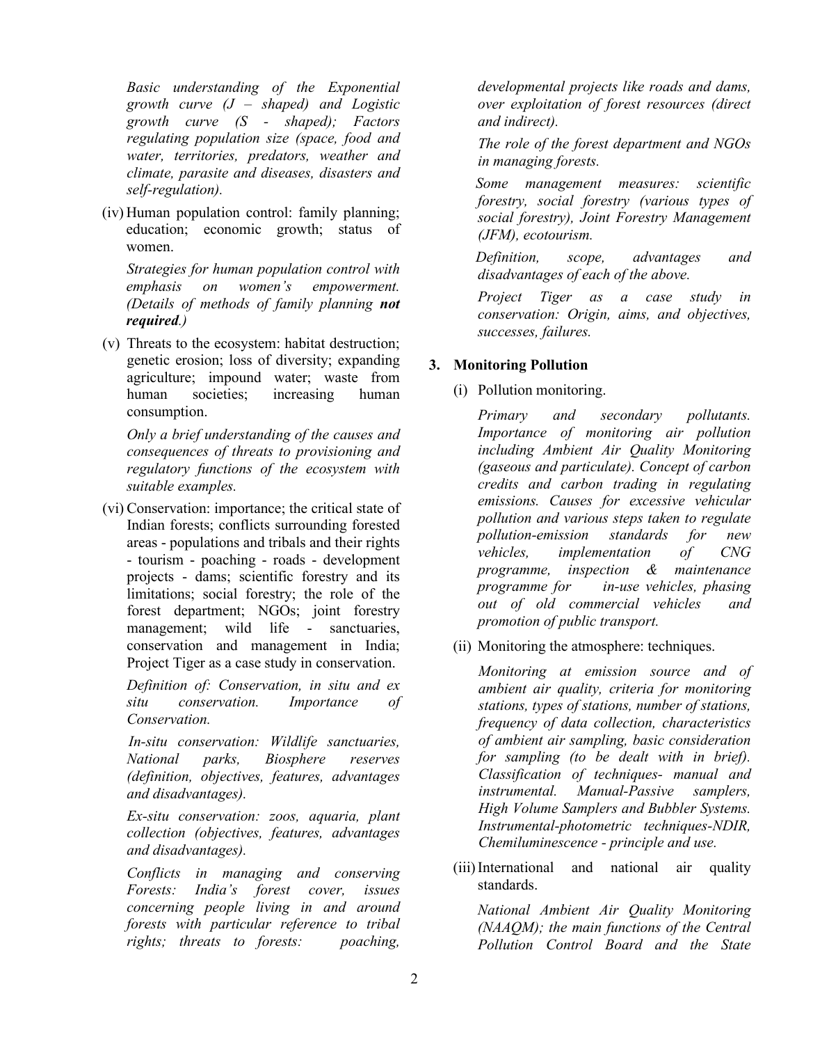*Basic understanding of the Exponential growth curve (J – shaped) and Logistic growth curve (S - shaped); Factors regulating population size (space, food and water, territories, predators, weather and climate, parasite and diseases, disasters and self-regulation).*

(iv) Human population control: family planning; education; economic growth; status of women.

*Strategies for human population control with emphasis on women's empowerment. (Details of methods of family planning **not required**.)*

(v) Threats to the ecosystem: habitat destruction; genetic erosion; loss of diversity; expanding agriculture; impound water; waste from human societies; increasing human consumption.

*Only a brief understanding of the causes and consequences of threats to provisioning and regulatory functions of the ecosystem with suitable examples.*

(vi) Conservation: importance; the critical state of Indian forests; conflicts surrounding forested areas - populations and tribals and their rights - tourism - poaching - roads - development projects - dams; scientific forestry and its limitations; social forestry; the role of the forest department; NGOs; joint forestry management; wild life - sanctuaries, conservation and management in India; Project Tiger as a case study in conservation.

*Definition of: Conservation, in situ and ex situ conservation. Importance of Conservation.*

*In-situ conservation: Wildlife sanctuaries, National parks, Biosphere reserves (definition, objectives, features, advantages and disadvantages).*

*Ex-situ conservation: zoos, aquaria, plant collection (objectives, features, advantages and disadvantages).*

*Conflicts in managing and conserving Forests: India's forest cover, issues concerning people living in and around forests with particular reference to tribal rights; threats to forests: poaching, developmental projects like roads and dams, over exploitation of forest resources (direct and indirect).*

*The role of the forest department and NGOs in managing forests.*

*Some management measures: scientific forestry, social forestry (various types of social forestry), Joint Forestry Management (JFM), ecotourism.*

*Definition, scope, advantages and disadvantages of each of the above.*

*Project Tiger as a case study in conservation: Origin, aims, and objectives, successes, failures.*

**3. Monitoring Pollution**

(i) Pollution monitoring.

*Primary and secondary pollutants. Importance of monitoring air pollution including Ambient Air Quality Monitoring (gaseous and particulate). Concept of carbon credits and carbon trading in regulating emissions. Causes for excessive vehicular pollution and various steps taken to regulate pollution-emission standards for new vehicles, implementation of CNG programme, inspection & maintenance programme for in-use vehicles, phasing out of old commercial vehicles and promotion of public transport.*

(ii) Monitoring the atmosphere: techniques.

*Monitoring at emission source and of ambient air quality, criteria for monitoring stations, types of stations, number of stations, frequency of data collection, characteristics of ambient air sampling, basic consideration for sampling (to be dealt with in brief). Classification of techniques- manual and instrumental. Manual-Passive samplers, High Volume Samplers and Bubbler Systems. Instrumental-photometric techniques-NDIR, Chemiluminescence - principle and use.*

(iii) International and national air quality standards.

*National Ambient Air Quality Monitoring (NAAQM); the main functions of the Central Pollution Control Board and the State*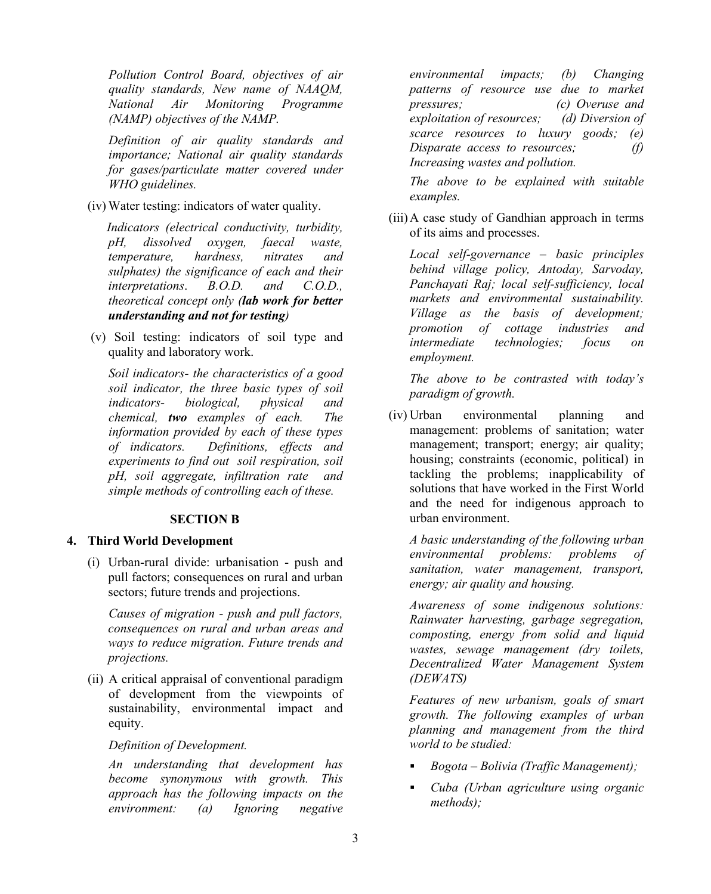*Pollution Control Board, objectives of air quality standards, New name of NAAQM, National Air Monitoring Programme (NAMP) objectives of the NAMP.*

*Definition of air quality standards and importance; National air quality standards for gases/particulate matter covered under WHO guidelines.*

(iv) Water testing: indicators of water quality.

*Indicators (electrical conductivity, turbidity, pH, dissolved oxygen, faecal waste, temperature, hardness, nitrates and sulphates) the significance of each and their interpretations. B.O.D. and C.O.D., theoretical concept only **(lab work for better understanding and not for testing)***

(v) Soil testing: indicators of soil type and quality and laboratory work.

*Soil indicators- the characteristics of a good soil indicator, the three basic types of soil indicators- biological, physical and chemical, **two** examples of each. The information provided by each of these types of indicators. Definitions, effects and experiments to find out soil respiration, soil pH, soil aggregate, infiltration rate and simple methods of controlling each of these.*

## SECTION B

### 4. Third World Development

(i) Urban-rural divide: urbanisation - push and pull factors; consequences on rural and urban sectors; future trends and projections.

*Causes of migration - push and pull factors, consequences on rural and urban areas and ways to reduce migration. Future trends and projections.*

(ii) A critical appraisal of conventional paradigm of development from the viewpoints of sustainability, environmental impact and equity.

*Definition of Development.*

*An understanding that development has become synonymous with growth. This approach has the following impacts on the environment: (a) Ignoring negative environmental impacts; (b) Changing patterns of resource use due to market pressures; (c) Overuse and exploitation of resources; (d) Diversion of scarce resources to luxury goods; (e) Disparate access to resources; (f) Increasing wastes and pollution.*

*The above to be explained with suitable examples.*

(iii) A case study of Gandhian approach in terms of its aims and processes.

*Local self-governance – basic principles behind village policy, Antoday, Sarvoday, Panchayati Raj; local self-sufficiency, local markets and environmental sustainability. Village as the basis of development; promotion of cottage industries and intermediate technologies; focus on employment.*

*The above to be contrasted with today's paradigm of growth.*

(iv) Urban environmental planning and management: problems of sanitation; water management; transport; energy; air quality; housing; constraints (economic, political) in tackling the problems; inapplicability of solutions that have worked in the First World and the need for indigenous approach to urban environment.

*A basic understanding of the following urban environmental problems: problems of sanitation, water management, transport, energy; air quality and housing.*

*Awareness of some indigenous solutions: Rainwater harvesting, garbage segregation, composting, energy from solid and liquid wastes, sewage management (dry toilets, Decentralized Water Management System (DEWATS)*

*Features of new urbanism, goals of smart growth. The following examples of urban planning and management from the third world to be studied:*

- *Bogota – Bolivia (Traffic Management);*
- *Cuba (Urban agriculture using organic methods);*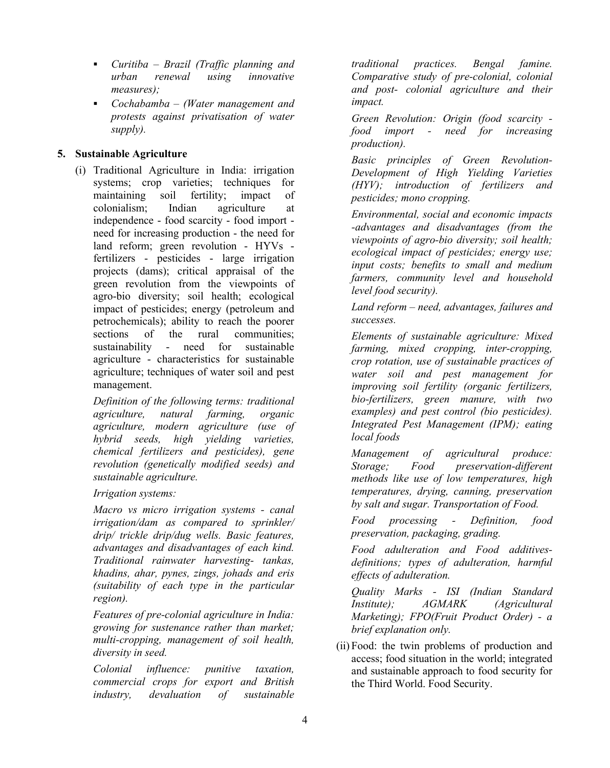- *Curitiba – Brazil (Traffic planning and urban renewal using innovative measures);*
- *Cochabamba – (Water management and protests against privatisation of water supply).*

**5. Sustainable Agriculture**

(i) Traditional Agriculture in India: irrigation systems; crop varieties; techniques for maintaining soil fertility; impact of colonialism; Indian agriculture at independence - food scarcity - food import - need for increasing production - the need for land reform; green revolution - HYVs - fertilizers - pesticides - large irrigation projects (dams); critical appraisal of the green revolution from the viewpoints of agro-bio diversity; soil health; ecological impact of pesticides; energy (petroleum and petrochemicals); ability to reach the poorer sections of the rural communities; sustainability - need for sustainable agriculture - characteristics for sustainable agriculture; techniques of water soil and pest management.

*Definition of the following terms: traditional agriculture, natural farming, organic agriculture, modern agriculture (use of hybrid seeds, high yielding varieties, chemical fertilizers and pesticides), gene revolution (genetically modified seeds) and sustainable agriculture.*

*Irrigation systems:*

*Macro vs micro irrigation systems - canal irrigation/dam as compared to sprinkler/ drip/ trickle drip/dug wells. Basic features, advantages and disadvantages of each kind. Traditional rainwater harvesting- tankas, khadins, ahar, pynes, zings, johads and eris (suitability of each type in the particular region).*

*Features of pre-colonial agriculture in India: growing for sustenance rather than market; multi-cropping, management of soil health, diversity in seed.*

*Colonial influence: punitive taxation, commercial crops for export and British industry, devaluation of sustainable traditional practices. Bengal famine. Comparative study of pre-colonial, colonial and post- colonial agriculture and their impact.*

*Green Revolution: Origin (food scarcity - food import - need for increasing production).*

*Basic principles of Green Revolution- Development of High Yielding Varieties (HYV); introduction of fertilizers and pesticides; mono cropping.*

*Environmental, social and economic impacts -advantages and disadvantages (from the viewpoints of agro-bio diversity; soil health; ecological impact of pesticides; energy use; input costs; benefits to small and medium farmers, community level and household level food security).*

*Land reform – need, advantages, failures and successes.*

*Elements of sustainable agriculture: Mixed farming, mixed cropping, inter-cropping, crop rotation, use of sustainable practices of water soil and pest management for improving soil fertility (organic fertilizers, bio-fertilizers, green manure, with two examples) and pest control (bio pesticides). Integrated Pest Management (IPM); eating local foods*

*Management of agricultural produce: Storage; Food preservation-different methods like use of low temperatures, high temperatures, drying, canning, preservation by salt and sugar. Transportation of Food.*

*Food processing - Definition, food preservation, packaging, grading.*

*Food adulteration and Food additives- definitions; types of adulteration, harmful effects of adulteration.*

*Quality Marks - ISI (Indian Standard Institute); AGMARK (Agricultural Marketing); FPO(Fruit Product Order) - a brief explanation only.*

(ii) Food: the twin problems of production and access; food situation in the world; integrated and sustainable approach to food security for the Third World. Food Security.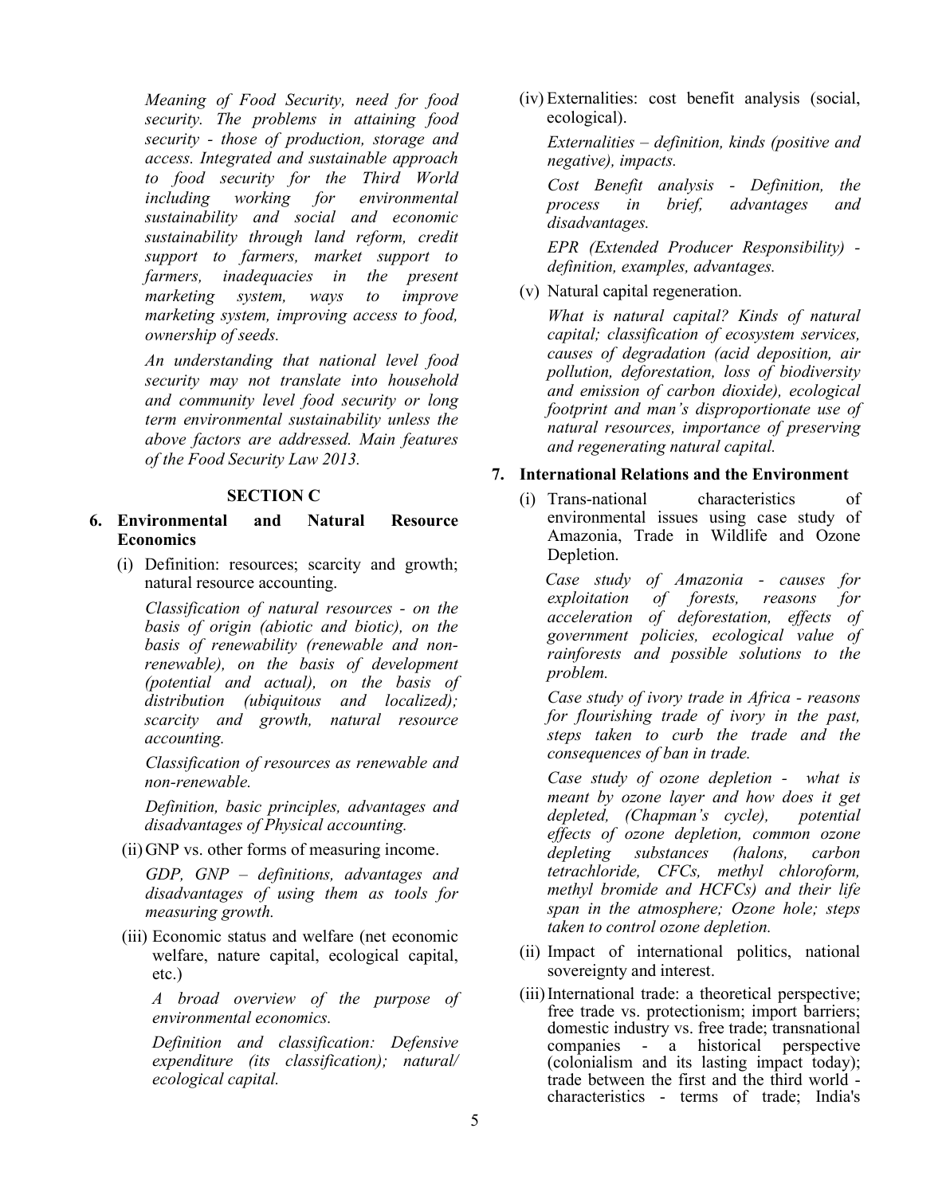*Meaning of Food Security, need for food security. The problems in attaining food security - those of production, storage and access. Integrated and sustainable approach to food security for the Third World including working for environmental sustainability and social and economic sustainability through land reform, credit support to farmers, market support to farmers, inadequacies in the present marketing system, ways to improve marketing system, improving access to food, ownership of seeds.*

*An understanding that national level food security may not translate into household and community level food security or long term environmental sustainability unless the above factors are addressed. Main features of the Food Security Law 2013.*

## SECTION C

### 6. Environmental and Natural Resource Economics

(i) Definition: resources; scarcity and growth; natural resource accounting.

*Classification of natural resources - on the basis of origin (abiotic and biotic), on the basis of renewability (renewable and non-renewable), on the basis of development (potential and actual), on the basis of distribution (ubiquitous and localized); scarcity and growth, natural resource accounting.*

*Classification of resources as renewable and non-renewable.*

*Definition, basic principles, advantages and disadvantages of Physical accounting.*

(ii) GNP vs. other forms of measuring income.

*GDP, GNP – definitions, advantages and disadvantages of using them as tools for measuring growth.*

(iii) Economic status and welfare (net economic welfare, nature capital, ecological capital, etc.)

*A broad overview of the purpose of environmental economics.*

*Definition and classification: Defensive expenditure (its classification); natural/ ecological capital.*

(iv) Externalities: cost benefit analysis (social, ecological).

*Externalities – definition, kinds (positive and negative), impacts.*

*Cost Benefit analysis - Definition, the process in brief, advantages and disadvantages.*

*EPR (Extended Producer Responsibility) - definition, examples, advantages.*

(v) Natural capital regeneration.

*What is natural capital? Kinds of natural capital; classification of ecosystem services, causes of degradation (acid deposition, air pollution, deforestation, loss of biodiversity and emission of carbon dioxide), ecological footprint and man's disproportionate use of natural resources, importance of preserving and regenerating natural capital.*

### 7. International Relations and the Environment

(i) Trans-national characteristics of environmental issues using case study of Amazonia, Trade in Wildlife and Ozone Depletion.

*Case study of Amazonia - causes for exploitation of forests, reasons for acceleration of deforestation, effects of government policies, ecological value of rainforests and possible solutions to the problem.*

*Case study of ivory trade in Africa - reasons for flourishing trade of ivory in the past, steps taken to curb the trade and the consequences of ban in trade.*

*Case study of ozone depletion - what is meant by ozone layer and how does it get depleted, (Chapman's cycle), potential effects of ozone depletion, common ozone depleting substances (halons, carbon tetrachloride, CFCs, methyl chloroform, methyl bromide and HCFCs) and their life span in the atmosphere; Ozone hole; steps taken to control ozone depletion.*

(ii) Impact of international politics, national sovereignty and interest.

(iii) International trade: a theoretical perspective; free trade vs. protectionism; import barriers; domestic industry vs. free trade; transnational companies - a historical perspective (colonialism and its lasting impact today); trade between the first and the third world - characteristics - terms of trade; India's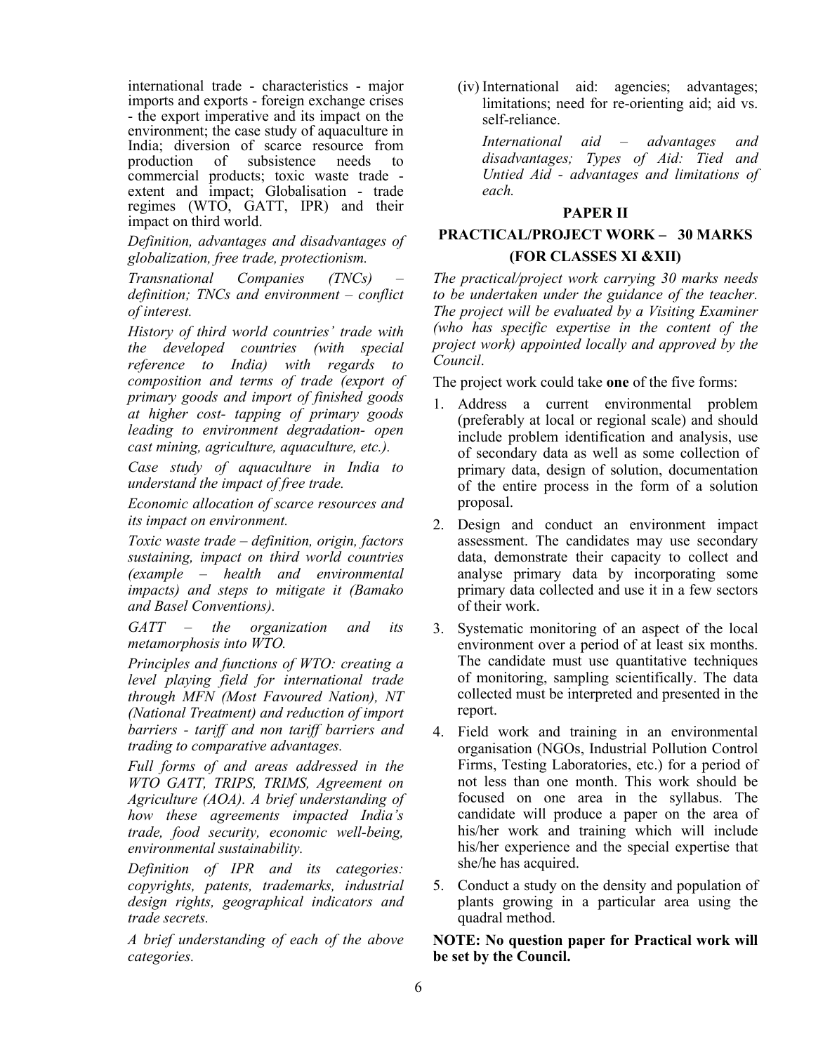international trade - characteristics - major imports and exports - foreign exchange crises - the export imperative and its impact on the environment; the case study of aquaculture in India; diversion of scarce resource from production of subsistence needs to commercial products; toxic waste trade - extent and impact; Globalisation - trade regimes (WTO, GATT, IPR) and their impact on third world.

*Definition, advantages and disadvantages of globalization, free trade, protectionism.*

*Transnational Companies (TNCs) – definition; TNCs and environment – conflict of interest.*

*History of third world countries' trade with the developed countries (with special reference to India) with regards to composition and terms of trade (export of primary goods and import of finished goods at higher cost- tapping of primary goods leading to environment degradation- open cast mining, agriculture, aquaculture, etc.).*

*Case study of aquaculture in India to understand the impact of free trade.*

*Economic allocation of scarce resources and its impact on environment.*

*Toxic waste trade – definition, origin, factors sustaining, impact on third world countries (example – health and environmental impacts) and steps to mitigate it (Bamako and Basel Conventions).*

*GATT – the organization and its metamorphosis into WTO.*

*Principles and functions of WTO: creating a level playing field for international trade through MFN (Most Favoured Nation), NT (National Treatment) and reduction of import barriers - tariff and non tariff barriers and trading to comparative advantages.*

*Full forms of and areas addressed in the WTO GATT, TRIPS, TRIMS, Agreement on Agriculture (AOA). A brief understanding of how these agreements impacted India's trade, food security, economic well-being, environmental sustainability.*

*Definition of IPR and its categories: copyrights, patents, trademarks, industrial design rights, geographical indicators and trade secrets.*

*A brief understanding of each of the above categories.*

(iv) International aid: agencies; advantages; limitations; need for re-orienting aid; aid vs. self-reliance.

*International aid – advantages and disadvantages; Types of Aid: Tied and Untied Aid - advantages and limitations of each.*

## PAPER II

## PRACTICAL/PROJECT WORK – 30 MARKS (FOR CLASSES XI &XII)

*The practical/project work carrying 30 marks needs to be undertaken under the guidance of the teacher. The project will be evaluated by a Visiting Examiner (who has specific expertise in the content of the project work) appointed locally and approved by the Council*.

The project work could take **one** of the five forms:

1. Address a current environmental problem (preferably at local or regional scale) and should include problem identification and analysis, use of secondary data as well as some collection of primary data, design of solution, documentation of the entire process in the form of a solution proposal.
2. Design and conduct an environment impact assessment. The candidates may use secondary data, demonstrate their capacity to collect and analyse primary data by incorporating some primary data collected and use it in a few sectors of their work.
3. Systematic monitoring of an aspect of the local environment over a period of at least six months. The candidate must use quantitative techniques of monitoring, sampling scientifically. The data collected must be interpreted and presented in the report.
4. Field work and training in an environmental organisation (NGOs, Industrial Pollution Control Firms, Testing Laboratories, etc.) for a period of not less than one month. This work should be focused on one area in the syllabus. The candidate will produce a paper on the area of his/her work and training which will include his/her experience and the special expertise that she/he has acquired.
5. Conduct a study on the density and population of plants growing in a particular area using the quadral method.

**NOTE: No question paper for Practical work will be set by the Council.**